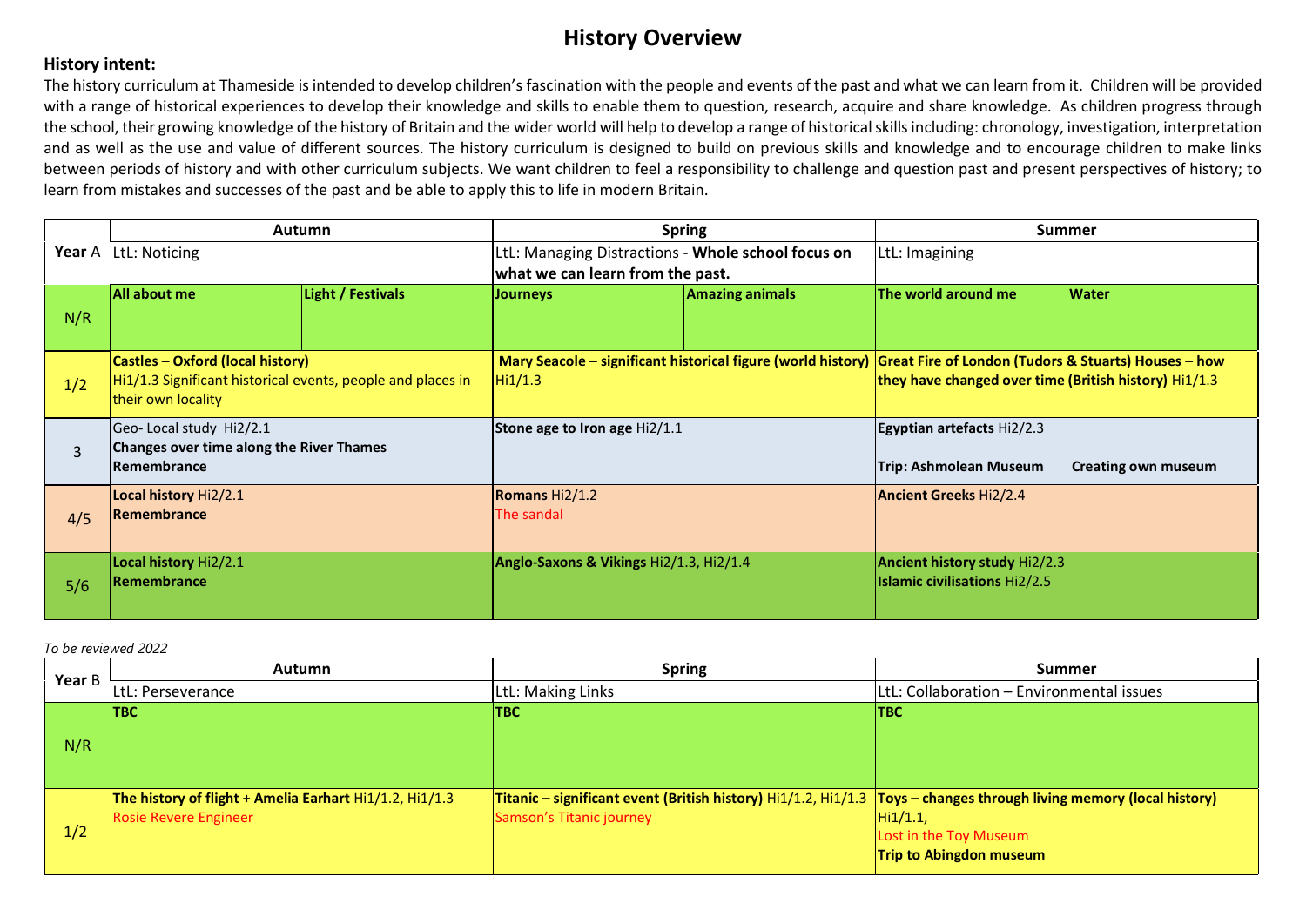# History Overview

**History intent:**

The history curriculum at Thameside is intended to develop children's fascination with the people and events of the past and what we can learn from it. Children will be provided with a range of historical experiences to develop their knowledge and skills to enable them to question, research, acquire and share knowledge. As children progress through the school, their growing knowledge of the history of Britain and the wider world will help to develop a range of historical skills including: chronology, investigation, interpretation and as well as the use and value of different sources. The history curriculum is designed to build on previous skills and knowledge and to encourage children to make links between periods of history and with other curriculum subjects. We want children to feel a responsibility to challenge and question past and present perspectives of history; to learn from mistakes and successes of the past and be able to apply this to life in modern Britain.

| **Year** A | **Autumn** | | **Spring** | | **Summer** | |
|---|---|---|---|---|---|---|
| | LtL: Noticing | | LtL: Managing Distractions - **Whole school focus on what we can learn from the past.** | | LtL: Imagining | |
| N/R | **All about me** | **Light / Festivals** | **Journeys** | **Amazing animals** | **The world around me** | **Water** |
| 1/2 | **Castles – Oxford (local history)** Hi1/1.3 Significant historical events, people and places in their own locality | | **Mary Seacole – significant historical figure (world history)** Hi1/1.3 | | **Great Fire of London (Tudors & Stuarts) Houses – how they have changed over time (British history)** Hi1/1.3 | |
| 3 | Geo- Local study Hi2/2.1 **Changes over time along the River Thames** **Remembrance** | | **Stone age to Iron age** Hi2/1.1 | | **Egyptian artefacts** Hi2/2.3 **Trip: Ashmolean Museum** | **Creating own museum** |
| 4/5 | **Local history** Hi2/2.1 **Remembrance** | | **Romans** Hi2/1.2 The sandal | | **Ancient Greeks** Hi2/2.4 | |
| 5/6 | **Local history** Hi2/2.1 **Remembrance** | | **Anglo-Saxons & Vikings** Hi2/1.3, Hi2/1.4 | | **Ancient history study** Hi2/2.3 **Islamic civilisations** Hi2/2.5 | |

*To be reviewed 2022*

| **Year** B | **Autumn** | **Spring** | **Summer** |
|---|---|---|---|
| | LtL: Perseverance | LtL: Making Links | LtL: Collaboration – Environmental issues |
| N/R | **TBC** | **TBC** | **TBC** |
| 1/2 | **The history of flight + Amelia Earhart** Hi1/1.2, Hi1/1.3 Rosie Revere Engineer | **Titanic – significant event (British history)** Hi1/1.2, Hi1/1.3 Samson's Titanic journey | **Toys – changes through living memory (local history)** Hi1/1.1, Lost in the Toy Museum **Trip to Abingdon museum** |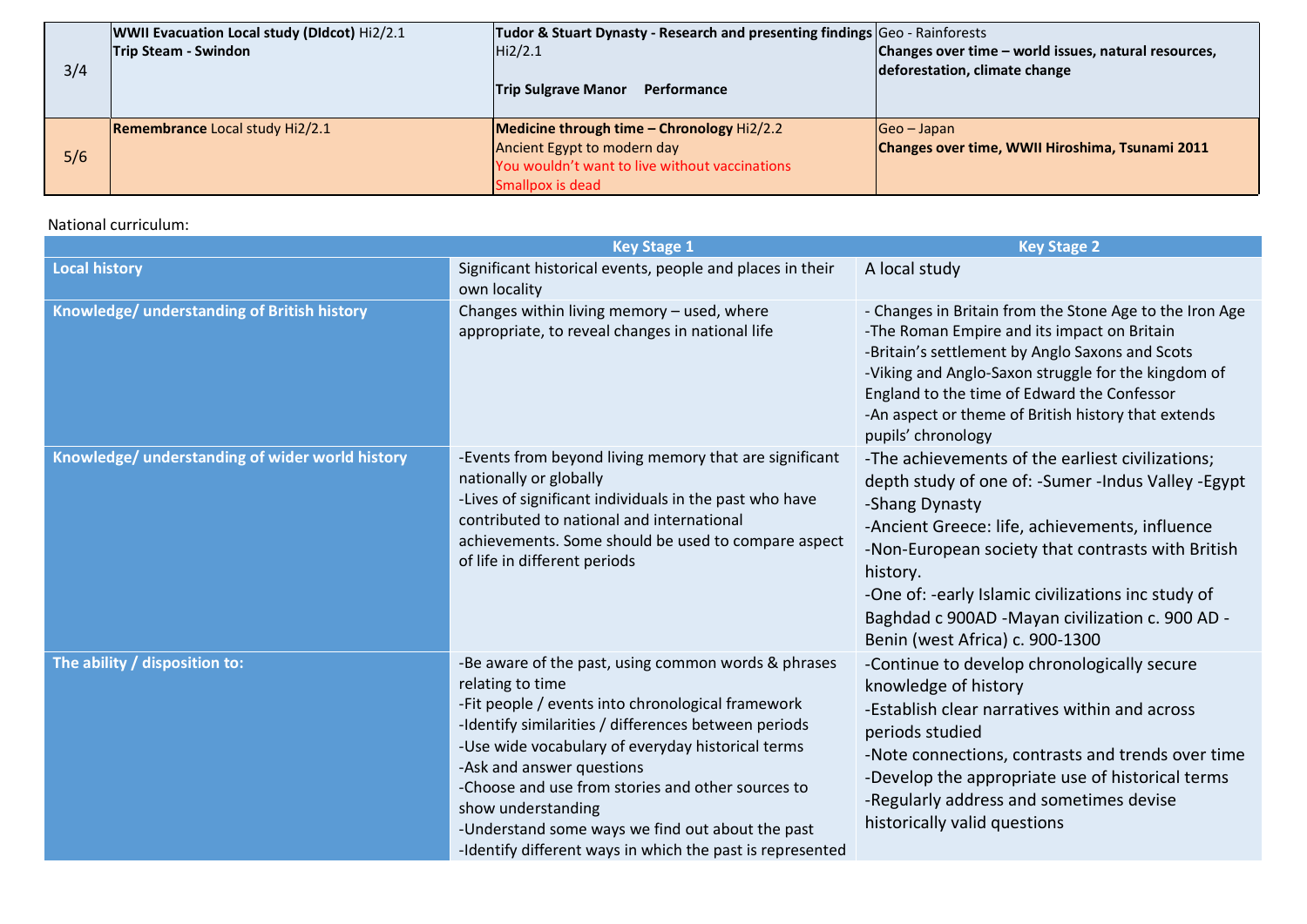| | | | |
|---|---|---|---|
| 3/4 | **WWII Evacuation Local study (DIdcot)** Hi2/2.1<br>**Trip Steam - Swindon** | **Tudor & Stuart Dynasty - Research and presenting findings** Hi2/2.1<br><br>**Trip Sulgrave Manor   Performance** | Geo - Rainforests<br>**Changes over time – world issues, natural resources, deforestation, climate change** |
| 5/6 | **Remembrance** Local study Hi2/2.1 | **Medicine through time – Chronology** Hi2/2.2<br>Ancient Egypt to modern day<br>You wouldn't want to live without vaccinations<br>Smallpox is dead | Geo – Japan<br>**Changes over time, WWII Hiroshima, Tsunami 2011** |

National curriculum:

| | Key Stage 1 | Key Stage 2 |
|---|---|---|
| **Local history** | Significant historical events, people and places in their own locality | A local study |
| **Knowledge/ understanding of British history** | Changes within living memory – used, where appropriate, to reveal changes in national life | - Changes in Britain from the Stone Age to the Iron Age<br>-The Roman Empire and its impact on Britain<br>-Britain's settlement by Anglo Saxons and Scots<br>-Viking and Anglo-Saxon struggle for the kingdom of England to the time of Edward the Confessor<br>-An aspect or theme of British history that extends pupils' chronology |
| **Knowledge/ understanding of wider world history** | -Events from beyond living memory that are significant nationally or globally<br>-Lives of significant individuals in the past who have contributed to national and international achievements. Some should be used to compare aspect of life in different periods | -The achievements of the earliest civilizations; depth study of one of: -Sumer -Indus Valley -Egypt -Shang Dynasty<br>-Ancient Greece: life, achievements, influence<br>-Non-European society that contrasts with British history.<br>-One of: -early Islamic civilizations inc study of Baghdad c 900AD -Mayan civilization c. 900 AD -Benin (west Africa) c. 900-1300 |
| **The ability / disposition to:** | -Be aware of the past, using common words & phrases relating to time<br>-Fit people / events into chronological framework<br>-Identify similarities / differences between periods<br>-Use wide vocabulary of everyday historical terms<br>-Ask and answer questions<br>-Choose and use from stories and other sources to show understanding<br>-Understand some ways we find out about the past<br>-Identify different ways in which the past is represented | -Continue to develop chronologically secure knowledge of history<br>-Establish clear narratives within and across periods studied<br>-Note connections, contrasts and trends over time<br>-Develop the appropriate use of historical terms<br>-Regularly address and sometimes devise historically valid questions |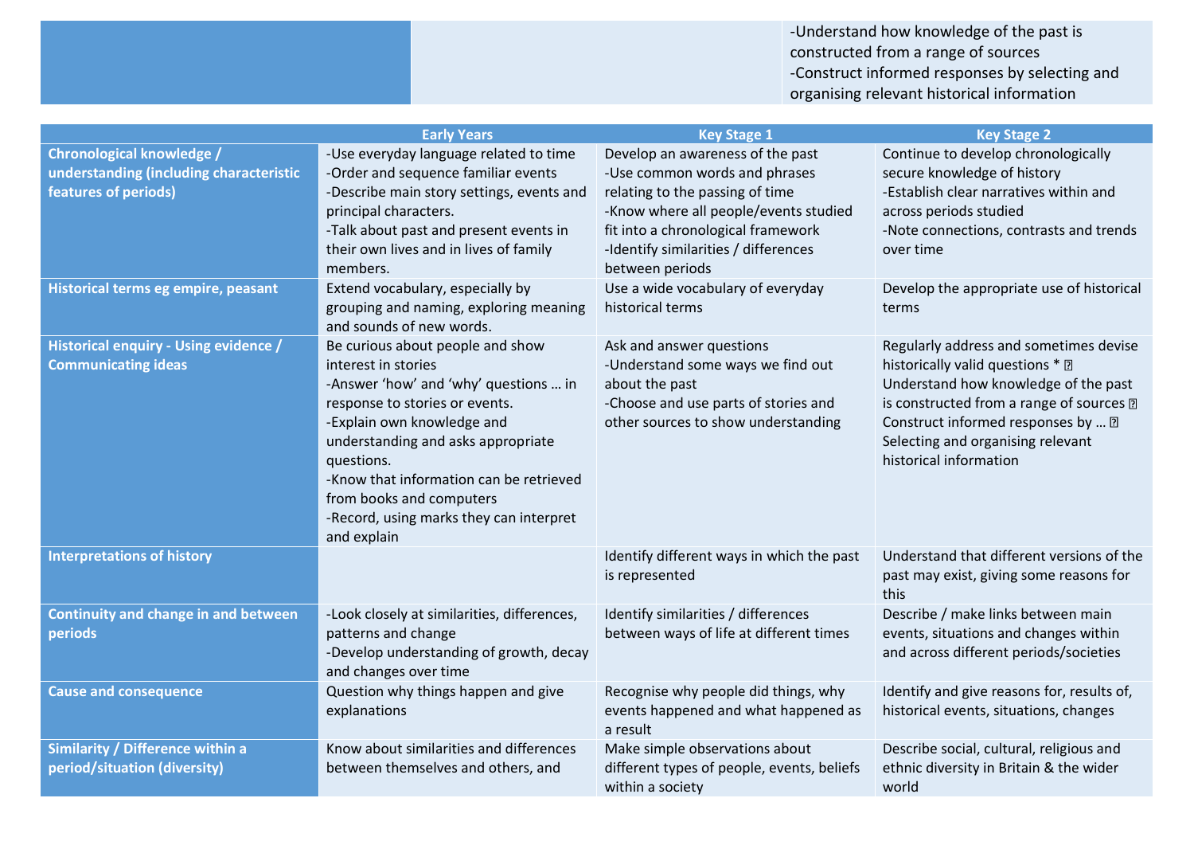| | | |
|---|---|---|
| | | -Understand how knowledge of the past is constructed from a range of sources<br>-Construct informed responses by selecting and organising relevant historical information |

| | Early Years | Key Stage 1 | Key Stage 2 |
|---|---|---|---|
| **Chronological knowledge / understanding (including characteristic features of periods)** | -Use everyday language related to time<br>-Order and sequence familiar events<br>-Describe main story settings, events and principal characters.<br>-Talk about past and present events in their own lives and in lives of family members. | Develop an awareness of the past<br>-Use common words and phrases relating to the passing of time<br>-Know where all people/events studied fit into a chronological framework<br>-Identify similarities / differences between periods | Continue to develop chronologically secure knowledge of history<br>-Establish clear narratives within and across periods studied<br>-Note connections, contrasts and trends over time |
| **Historical terms eg empire, peasant** | Extend vocabulary, especially by grouping and naming, exploring meaning and sounds of new words. | Use a wide vocabulary of everyday historical terms | Develop the appropriate use of historical terms |
| **Historical enquiry - Using evidence / Communicating ideas** | Be curious about people and show interest in stories<br>-Answer 'how' and 'why' questions … in response to stories or events.<br>-Explain own knowledge and understanding and asks appropriate questions.<br>-Know that information can be retrieved from books and computers<br>-Record, using marks they can interpret and explain | Ask and answer questions<br>-Understand some ways we find out about the past<br>-Choose and use parts of stories and other sources to show understanding | Regularly address and sometimes devise historically valid questions * <br>Understand how knowledge of the past is constructed from a range of sources <br>Construct informed responses by … <br>Selecting and organising relevant historical information |
| **Interpretations of history** | | Identify different ways in which the past is represented | Understand that different versions of the past may exist, giving some reasons for this |
| **Continuity and change in and between periods** | -Look closely at similarities, differences, patterns and change<br>-Develop understanding of growth, decay and changes over time | Identify similarities / differences between ways of life at different times | Describe / make links between main events, situations and changes within and across different periods/societies |
| **Cause and consequence** | Question why things happen and give explanations | Recognise why people did things, why events happened and what happened as a result | Identify and give reasons for, results of, historical events, situations, changes |
| **Similarity / Difference within a period/situation (diversity)** | Know about similarities and differences between themselves and others, and | Make simple observations about different types of people, events, beliefs within a society | Describe social, cultural, religious and ethnic diversity in Britain & the wider world |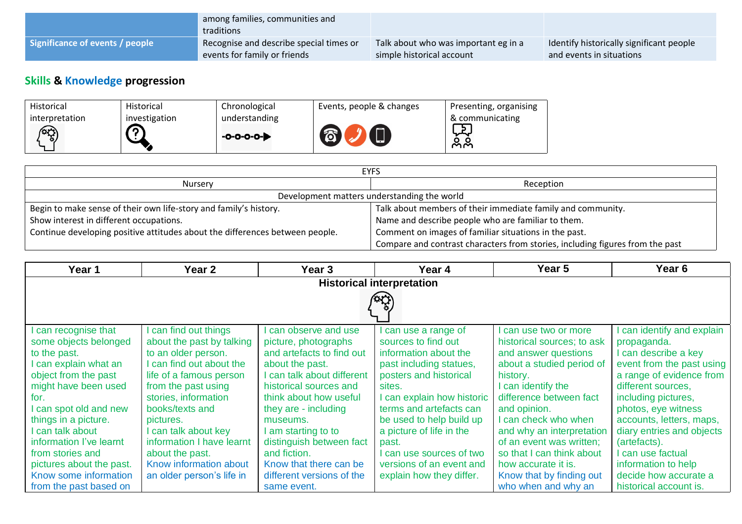| | among families, communities and traditions | | |
|---|---|---|---|
| **Significance of events / people** | Recognise and describe special times or events for family or friends | Talk about who was important eg in a simple historical account | Identify historically significant people and events in situations |

## Skills & Knowledge progression

| Historical interpretation | Historical investigation | Chronological understanding | Events, people & changes | Presenting, organising & communicating |
|---|---|---|---|---|

| EYFS | |
|---|---|
| Nursery | Reception |
| Development matters understanding the world | |
| Begin to make sense of their own life-story and family's history.<br>Show interest in different occupations.<br>Continue developing positive attitudes about the differences between people. | Talk about members of their immediate family and community.<br>Name and describe people who are familiar to them.<br>Comment on images of familiar situations in the past.<br>Compare and contrast characters from stories, including figures from the past |

| Year 1 | Year 2 | Year 3 | Year 4 | Year 5 | Year 6 |
|---|---|---|---|---|---|
| **Historical interpretation** | | | | | |
| I can recognise that some objects belonged to the past.<br>I can explain what an object from the past might have been used for.<br>I can spot old and new things in a picture.<br>I can talk about information I've learnt from stories and pictures about the past.<br>Know some information from the past based on | I can find out things about the past by talking to an older person.<br>I can find out about the life of a famous person from the past using stories, information books/texts and pictures.<br>I can talk about key information I have learnt about the past.<br>Know information about an older person's life in | I can observe and use picture, photographs and artefacts to find out about the past.<br>I can talk about different historical sources and think about how useful they are - including museums.<br>I am starting to to distinguish between fact and fiction.<br>Know that there can be different versions of the same event. | I can use a range of sources to find out information about the past including statues, posters and historical sites.<br>I can explain how historic terms and artefacts can be used to help build up a picture of life in the past.<br>I can use sources of two versions of an event and explain how they differ. | I can use two or more historical sources; to ask and answer questions about a studied period of history.<br>I can identify the difference between fact and opinion.<br>I can check who when and why an interpretation of an event was written; so that I can think about how accurate it is.<br>Know that by finding out who when and why an | I can identify and explain propaganda.<br>I can describe a key event from the past using a range of evidence from different sources, including pictures, photos, eye witness accounts, letters, maps, diary entries and objects (artefacts).<br>I can use factual information to help decide how accurate a historical account is. |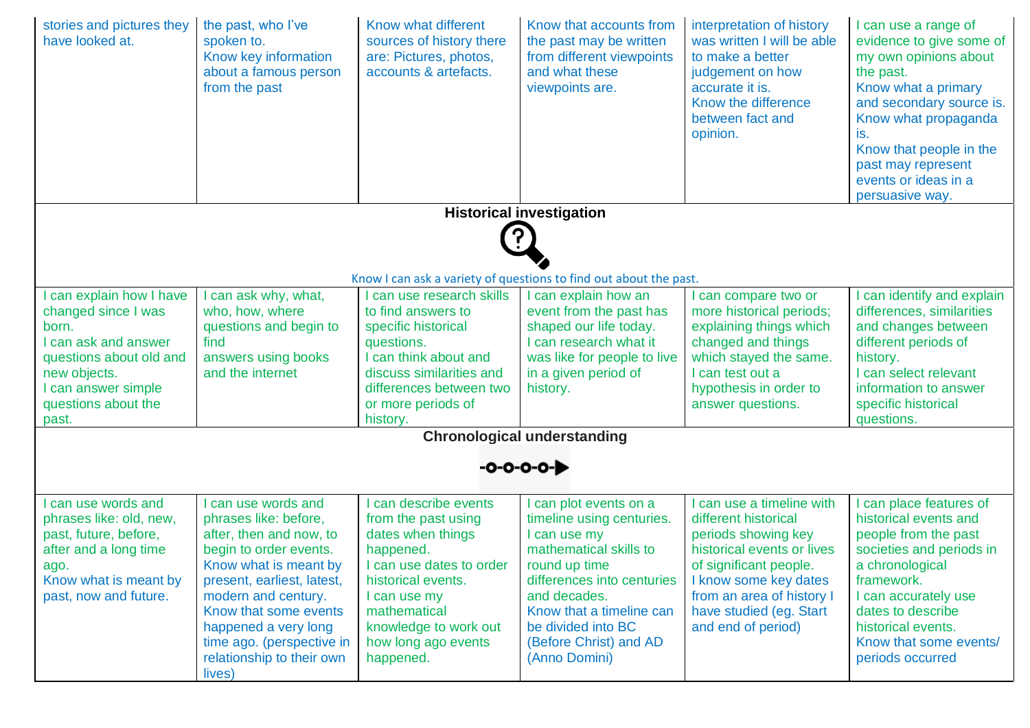| | | | | | |
|---|---|---|---|---|---|
| stories and pictures they have looked at. | the past, who I've spoken to. Know key information about a famous person from the past | Know what different sources of history there are: Pictures, photos, accounts & artefacts. | Know that accounts from the past may be written from different viewpoints and what these viewpoints are. | interpretation of history was written I will be able to make a better judgement on how accurate it is. Know the difference between fact and opinion. | I can use a range of evidence to give some of my own opinions about the past. Know what a primary and secondary source is. Know what propaganda is. Know that people in the past may represent events or ideas in a persuasive way. |
| **Historical investigation** Know I can ask a variety of questions to find out about the past. | | | | | |
| I can explain how I have changed since I was born. I can ask and answer questions about old and new objects. I can answer simple questions about the past. | I can ask why, what, who, how, where questions and begin to find answers using books and the internet | I can use research skills to find answers to specific historical questions. I can think about and discuss similarities and differences between two or more periods of history. | I can explain how an event from the past has shaped our life today. I can research what it was like for people to live in a given period of history. | I can compare two or more historical periods; explaining things which changed and things which stayed the same. I can test out a hypothesis in order to answer questions. | I can identify and explain differences, similarities and changes between different periods of history. I can select relevant information to answer specific historical questions. |
| **Chronological understanding** | | | | | |
| I can use words and phrases like: old, new, past, future, before, after and a long time ago. Know what is meant by past, now and future. | I can use words and phrases like: before, after, then and now, to begin to order events. Know what is meant by present, earliest, latest, modern and century. Know that some events happened a very long time ago. (perspective in relationship to their own lives) | I can describe events from the past using dates when things happened. I can use dates to order historical events. I can use my mathematical knowledge to work out how long ago events happened. | I can plot events on a timeline using centuries. I can use my mathematical skills to round up time differences into centuries and decades. Know that a timeline can be divided into BC (Before Christ) and AD (Anno Domini) | I can use a timeline with different historical periods showing key historical events or lives of significant people. I know some key dates from an area of history I have studied (eg. Start and end of period) | I can place features of historical events and people from the past societies and periods in a chronological framework. I can accurately use dates to describe historical events. Know that some events/ periods occurred |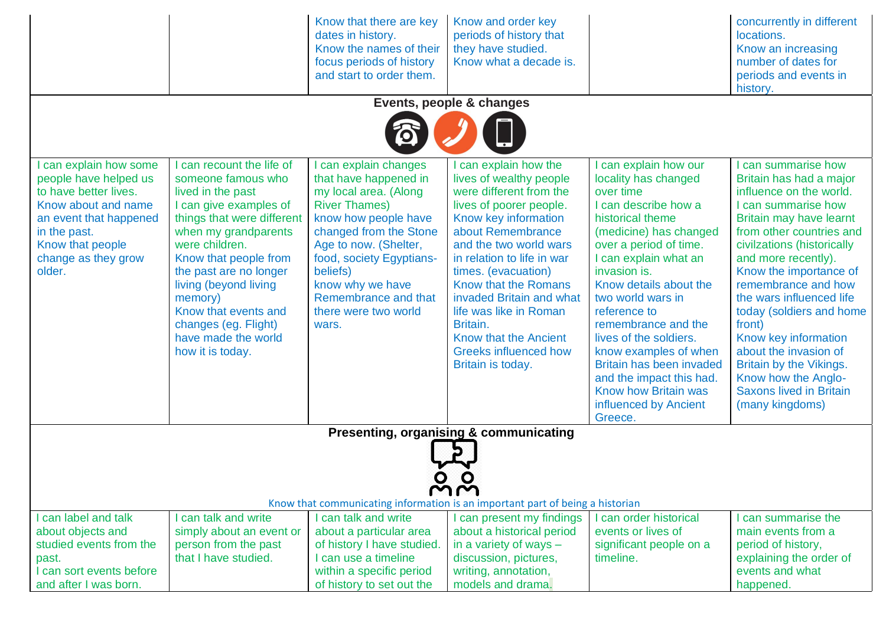| | | | | | |
|---|---|---|---|---|---|
| | | Know that there are key dates in history.<br>Know the names of their focus periods of history and start to order them. | Know and order key periods of history that they have studied.<br>Know what a decade is. | | concurrently in different locations.<br>Know an increasing number of dates for periods and events in history. |
| **Events, people & changes** | | | | | |
| I can explain how some people have helped us to have better lives.<br>Know about and name an event that happened in the past.<br>Know that people change as they grow older. | I can recount the life of someone famous who lived in the past<br>I can give examples of things that were different when my grandparents were children.<br>Know that people from the past are no longer living (beyond living memory)<br>Know that events and changes (eg. Flight) have made the world how it is today. | I can explain changes that have happened in my local area. (Along River Thames)<br>know how people have changed from the Stone Age to now. (Shelter, food, society Egyptians- beliefs)<br>know why we have Remembrance and that there were two world wars. | I can explain how the lives of wealthy people were different from the lives of poorer people.<br>Know key information about Remembrance and the two world wars in relation to life in war times. (evacuation)<br>Know that the Romans invaded Britain and what life was like in Roman Britain.<br>Know that the Ancient Greeks influenced how Britain is today. | I can explain how our locality has changed over time<br>I can describe how a historical theme (medicine) has changed over a period of time.<br>I can explain what an invasion is.<br>Know details about the two world wars in reference to remembrance and the lives of the soldiers.<br>know examples of when Britain has been invaded and the impact this had.<br>Know how Britain was influenced by Ancient Greece. | I can summarise how Britain has had a major influence on the world.<br>I can summarise how Britain may have learnt from other countries and civilzations (historically and more recently).<br>Know the importance of remembrance and how the wars influenced life today (soldiers and home front)<br>Know key information about the invasion of Britain by the Vikings.<br>Know how the Anglo-Saxons lived in Britain (many kingdoms) |
| **Presenting, organising & communicating**<br>Know that communicating information is an important part of being a historian | | | | | |
| I can label and talk about objects and studied events from the past.<br>I can sort events before and after I was born. | I can talk and write simply about an event or person from the past that I have studied. | I can talk and write about a particular area of history I have studied.<br>I can use a timeline within a specific period of history to set out the | I can present my findings about a historical period in a variety of ways – discussion, pictures, writing, annotation, models and drama. | I can order historical events or lives of significant people on a timeline. | I can summarise the main events from a period of history, explaining the order of events and what happened. |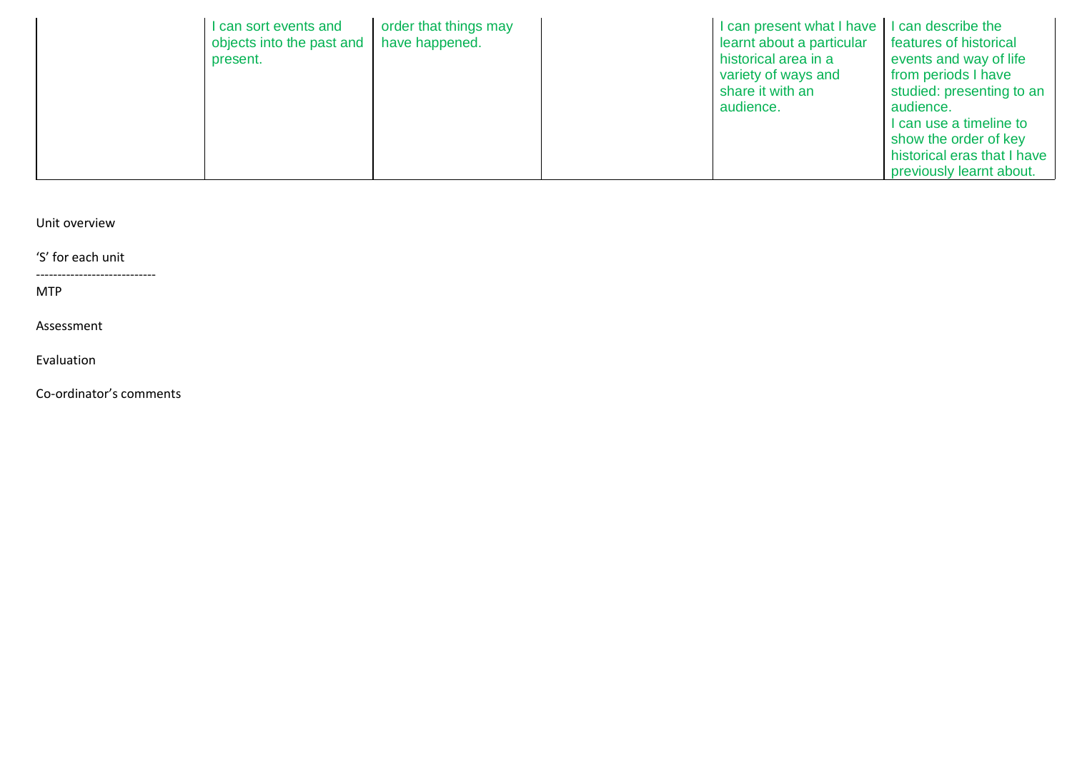| | | | | | |
|---|---|---|---|---|---|
| | I can sort events and objects into the past and present. | order that things may have happened. | | I can present what I have learnt about a particular historical area in a variety of ways and share it with an audience. | I can describe the features of historical events and way of life from periods I have studied: presenting to an audience.<br>I can use a timeline to show the order of key historical eras that I have previously learnt about. |

Unit overview

'S' for each unit

---------------------------

MTP

Assessment

Evaluation

Co-ordinator's comments